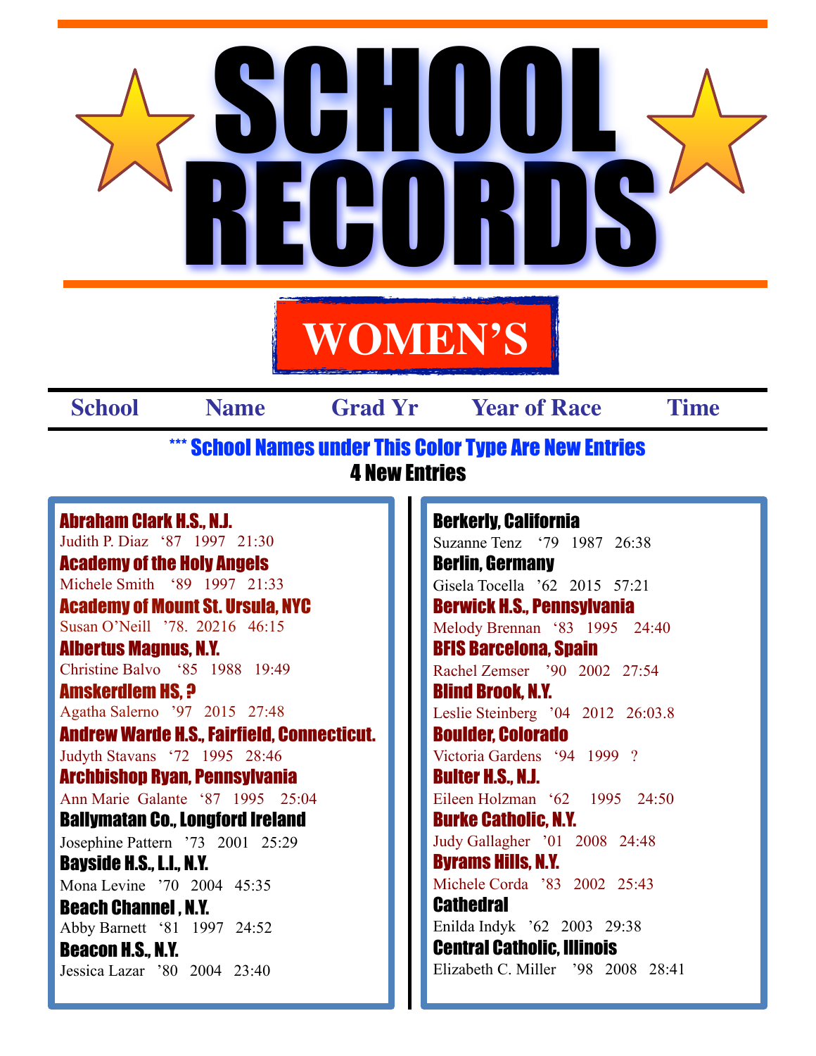# SCHOOL RECORDS

## WOMEN'S

| School | Name | Grad Yr | Year of Race | Time |
|---|---|---|---|---|

**\*\*\* School Names under This Color Type Are New Entries**

**4 New Entries**

**Abraham Clark H.S., N.J.**
Judith P. Diaz '87 1997 21:30

**Academy of the Holy Angels**
Michele Smith '89 1997 21:33

**Academy of Mount St. Ursula, NYC**
Susan O'Neill '78. 20216 46:15

**Albertus Magnus, N.Y.**
Christine Balvo '85 1988 19:49

**Amskerdlem HS, ?**
Agatha Salerno '97 2015 27:48

**Andrew Warde H.S., Fairfield, Connecticut.**
Judyth Stavans '72 1995 28:46

**Archbishop Ryan, Pennsylvania**
Ann Marie Galante '87 1995 25:04

**Ballymatan Co., Longford Ireland**
Josephine Pattern '73 2001 25:29

**Bayside H.S., L.I., N.Y.**
Mona Levine '70 2004 45:35

**Beach Channel , N.Y.**
Abby Barnett '81 1997 24:52

**Beacon H.S., N.Y.**
Jessica Lazar '80 2004 23:40

**Berkerly, California**
Suzanne Tenz '79 1987 26:38

**Berlin, Germany**
Gisela Tocella '62 2015 57:21

**Berwick H.S., Pennsylvania**
Melody Brennan '83 1995 24:40

**BFIS Barcelona, Spain**
Rachel Zemser '90 2002 27:54

**Blind Brook, N.Y.**
Leslie Steinberg '04 2012 26:03.8

**Boulder, Colorado**
Victoria Gardens '94 1999 ?

**Bulter H.S., N.J.**
Eileen Holzman '62 1995 24:50

**Burke Catholic, N.Y.**
Judy Gallagher '01 2008 24:48

**Byrams Hills, N.Y.**
Michele Corda '83 2002 25:43

**Cathedral**
Enilda Indyk '62 2003 29:38

**Central Catholic, Illinois**
Elizabeth C. Miller '98 2008 28:41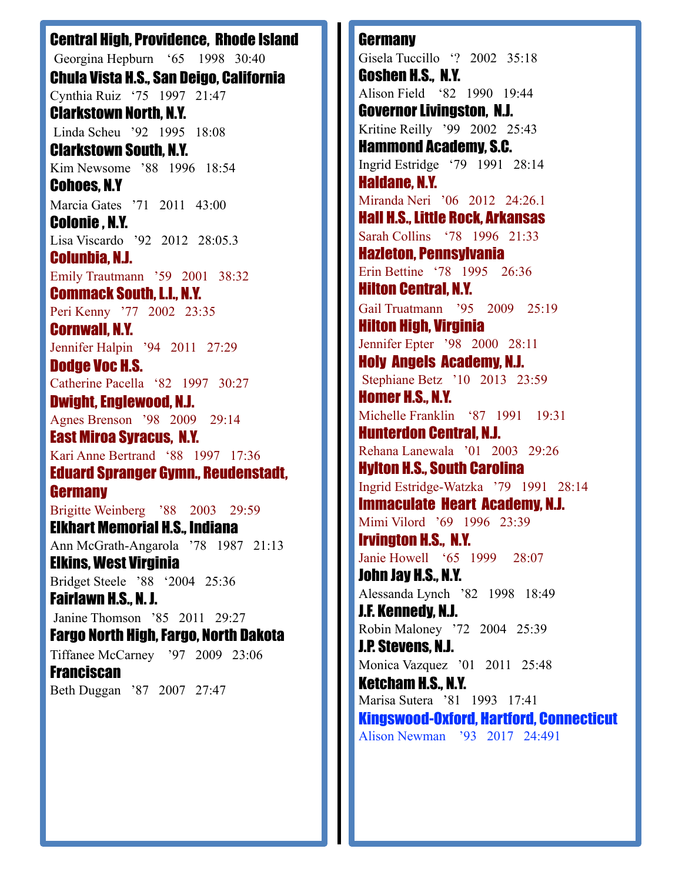**Central High, Providence, Rhode Island**

Georgina Hepburn ‘65 1998 30:40

**Chula Vista H.S., San Deigo, California**

Cynthia Ruiz ‘75 1997 21:47

**Clarkstown North, N.Y.**

Linda Scheu ’92 1995 18:08

**Clarkstown South, N.Y.**

Kim Newsome ’88 1996 18:54

**Cohoes, N.Y**

Marcia Gates ’71 2011 43:00

**Colonie , N.Y.**

Lisa Viscardo ’92 2012 28:05.3

**Colunbia, N.J.**

Emily Trautmann ’59 2001 38:32

**Commack South, L.I., N.Y.**

Peri Kenny ’77 2002 23:35

**Cornwall, N.Y.**

Jennifer Halpin ’94 2011 27:29

**Dodge Voc H.S.**

Catherine Pacella ‘82 1997 30:27

**Dwight, Englewood, N.J.**

Agnes Brenson ’98 2009 29:14

**East Miroa Syracus, N.Y.**

Kari Anne Bertrand ‘88 1997 17:36

**Eduard Spranger Gymn., Reudenstadt, Germany**

Brigitte Weinberg ’88 2003 29:59

**Elkhart Memorial H.S., Indiana**

Ann McGrath-Angarola ’78 1987 21:13

**Elkins, West Virginia**

Bridget Steele ’88 ‘2004 25:36

**Fairlawn H.S., N. J.**

Janine Thomson ’85 2011 29:27

**Fargo North High, Fargo, North Dakota**

Tiffanee McCarney ’97 2009 23:06

**Franciscan**

Beth Duggan ’87 2007 27:47

**Germany**

Gisela Tuccillo ‘? 2002 35:18

**Goshen H.S., N.Y.**

Alison Field ‘82 1990 19:44

**Governor Livingston, N.J.**

Kritine Reilly ’99 2002 25:43

**Hammond Academy, S.C.**

Ingrid Estridge ‘79 1991 28:14

**Haldane, N.Y.**

Miranda Neri ’06 2012 24:26.1

**Hall H.S., Little Rock, Arkansas**

Sarah Collins ‘78 1996 21:33

**Hazleton, Pennsylvania**

Erin Bettine ‘78 1995 26:36

**Hilton Central, N.Y.**

Gail Truatmann ’95 2009 25:19

**Hilton High, Virginia**

Jennifer Epter ’98 2000 28:11

**Holy Angels Academy, N.J.**

Stephiane Betz ’10 2013 23:59

**Homer H.S., N.Y.**

Michelle Franklin ‘87 1991 19:31

**Hunterdon Central, N.J.**

Rehana Lanewala ’01 2003 29:26

**Hylton H.S., South Carolina**

Ingrid Estridge-Watzka ’79 1991 28:14

**Immaculate Heart Academy, N.J.**

Mimi Vilord ’69 1996 23:39

**Irvington H.S., N.Y.**

Janie Howell ‘65 1999 28:07

**John Jay H.S., N.Y.**

Alessanda Lynch ’82 1998 18:49

**J.F. Kennedy, N.J.**

Robin Maloney ’72 2004 25:39

**J.P. Stevens, N.J.**

Monica Vazquez ’01 2011 25:48

**Ketcham H.S., N.Y.**

Marisa Sutera ’81 1993 17:41

**Kingswood-Oxford, Hartford, Connecticut**

Alison Newman ’93 2017 24:491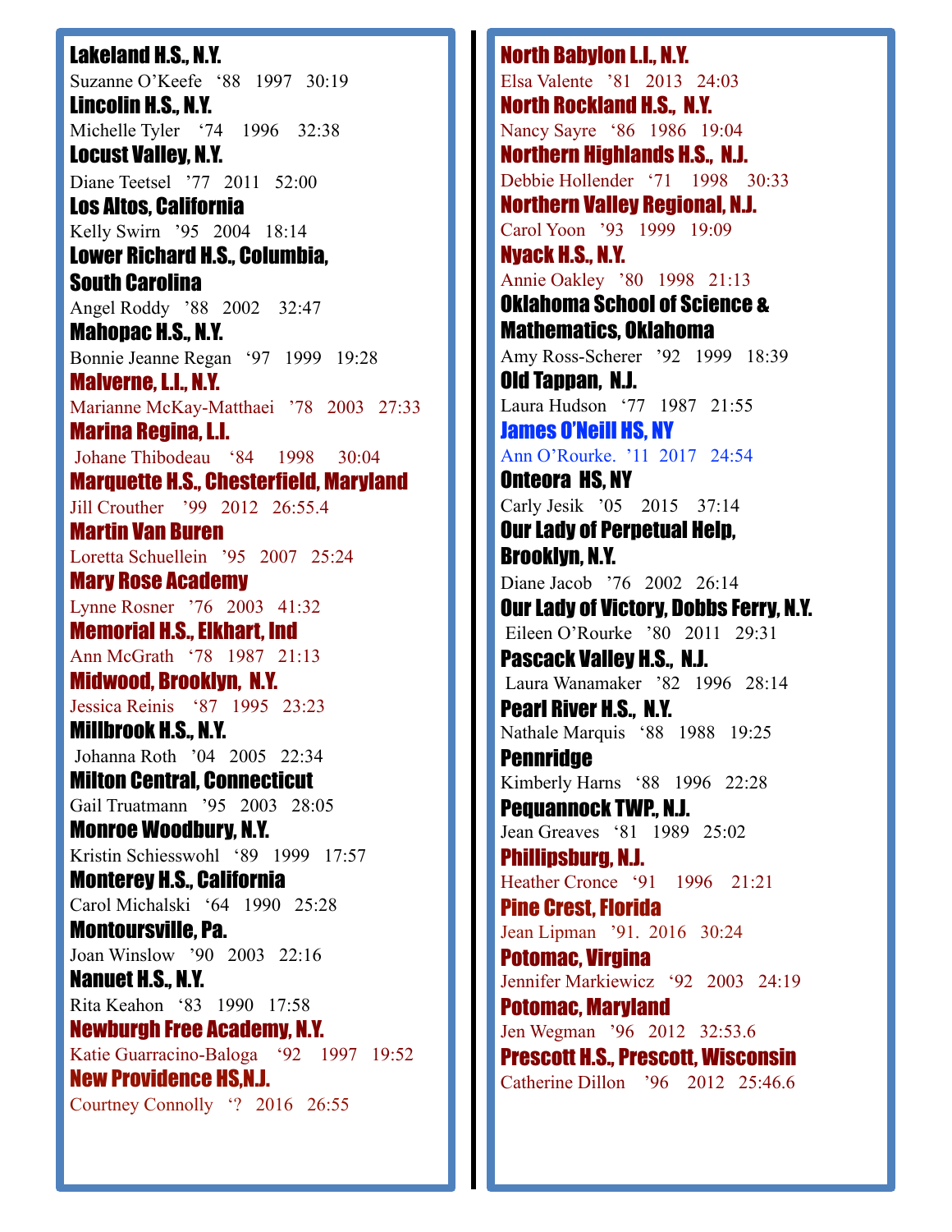**Lakeland H.S., N.Y.**
Suzanne O'Keefe '88 1997 30:19

**Lincolin H.S., N.Y.**
Michelle Tyler '74 1996 32:38

**Locust Valley, N.Y.**
Diane Teetsel '77 2011 52:00

**Los Altos, California**
Kelly Swirn '95 2004 18:14

**Lower Richard H.S., Columbia, South Carolina**
Angel Roddy '88 2002 32:47

**Mahopac H.S., N.Y.**
Bonnie Jeanne Regan '97 1999 19:28

**Malverne, L.I., N.Y.**
Marianne McKay-Matthaei '78 2003 27:33

**Marina Regina, L.I.**
Johane Thibodeau '84 1998 30:04

**Marquette H.S., Chesterfield, Maryland**
Jill Crouther '99 2012 26:55.4

**Martin Van Buren**
Loretta Schuellein '95 2007 25:24

**Mary Rose Academy**
Lynne Rosner '76 2003 41:32

**Memorial H.S., Elkhart, Ind**
Ann McGrath '78 1987 21:13

**Midwood, Brooklyn, N.Y.**
Jessica Reinis '87 1995 23:23

**Millbrook H.S., N.Y.**
Johanna Roth '04 2005 22:34

**Milton Central, Connecticut**
Gail Truatmann '95 2003 28:05

**Monroe Woodbury, N.Y.**
Kristin Schiesswohl '89 1999 17:57

**Monterey H.S., California**
Carol Michalski '64 1990 25:28

**Montoursville, Pa.**
Joan Winslow '90 2003 22:16

**Nanuet H.S., N.Y.**
Rita Keahon '83 1990 17:58

**Newburgh Free Academy, N.Y.**
Katie Guarracino-Baloga '92 1997 19:52

**New Providence HS,N.J.**
Courtney Connolly '? 2016 26:55

**North Babylon L.I., N.Y.**
Elsa Valente '81 2013 24:03

**North Rockland H.S., N.Y.**
Nancy Sayre '86 1986 19:04

**Northern Highlands H.S., N.J.**
Debbie Hollender '71 1998 30:33

**Northern Valley Regional, N.J.**
Carol Yoon '93 1999 19:09

**Nyack H.S., N.Y.**
Annie Oakley '80 1998 21:13

**Oklahoma School of Science & Mathematics, Oklahoma**
Amy Ross-Scherer '92 1999 18:39

**Old Tappan, N.J.**
Laura Hudson '77 1987 21:55

**James O'Neill HS, NY**
Ann O'Rourke. '11 2017 24:54

**Onteora HS, NY**
Carly Jesik '05 2015 37:14

**Our Lady of Perpetual Help, Brooklyn, N.Y.**
Diane Jacob '76 2002 26:14

**Our Lady of Victory, Dobbs Ferry, N.Y.**
Eileen O'Rourke '80 2011 29:31

**Pascack Valley H.S., N.J.**
Laura Wanamaker '82 1996 28:14

**Pearl River H.S., N.Y.**
Nathale Marquis '88 1988 19:25

**Pennridge**
Kimberly Harns '88 1996 22:28

**Pequannock TWP., N.J.**
Jean Greaves '81 1989 25:02

**Phillipsburg, N.J.**
Heather Cronce '91 1996 21:21

**Pine Crest, Florida**
Jean Lipman '91. 2016 30:24

**Potomac, Virgina**
Jennifer Markiewicz '92 2003 24:19

**Potomac, Maryland**
Jen Wegman '96 2012 32:53.6

**Prescott H.S., Prescott, Wisconsin**
Catherine Dillon '96 2012 25:46.6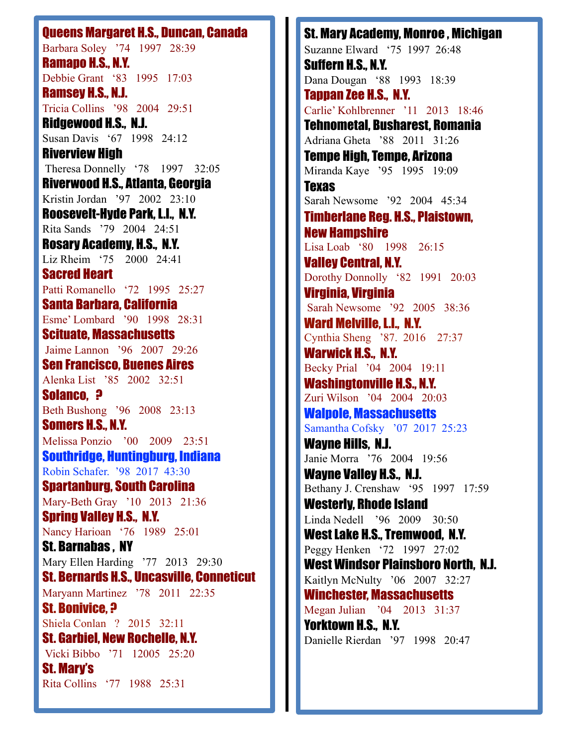**Queens Margaret H.S., Duncan, Canada**
Barbara Soley '74 1997 28:39

**Ramapo H.S., N.Y.**
Debbie Grant '83 1995 17:03

**Ramsey H.S., N.J.**
Tricia Collins '98 2004 29:51

**Ridgewood H.S., N.J.**
Susan Davis '67 1998 24:12

**Riverview High**
Theresa Donnelly '78 1997 32:05

**Riverwood H.S., Atlanta, Georgia**
Kristin Jordan '97 2002 23:10

**Roosevelt-Hyde Park, L.I., N.Y.**
Rita Sands '79 2004 24:51

**Rosary Academy, H.S., N.Y.**
Liz Rheim '75 2000 24:41

**Sacred Heart**
Patti Romanello '72 1995 25:27

**Santa Barbara, California**
Esme' Lombard '90 1998 28:31

**Scituate, Massachusetts**
Jaime Lannon '96 2007 29:26

**Sen Francisco, Buenes Aires**
Alenka List '85 2002 32:51

**Solanco, ?**
Beth Bushong '96 2008 23:13

**Somers H.S., N.Y.**
Melissa Ponzio '00 2009 23:51

**Southridge, Huntingburg, Indiana**
Robin Schafer. '98 2017 43:30

**Spartanburg, South Carolina**
Mary-Beth Gray '10 2013 21:36

**Spring Valley H.S., N.Y.**
Nancy Harioan '76 1989 25:01

**St. Barnabas , NY**
Mary Ellen Harding '77 2013 29:30

**St. Bernards H.S., Uncasville, Conneticut**
Maryann Martinez '78 2011 22:35

**St. Bonivice, ?**
Shiela Conlan ? 2015 32:11

**St. Garbiel, New Rochelle, N.Y.**
Vicki Bibbo '71 12005 25:20

**St. Mary's**
Rita Collins '77 1988 25:31

**St. Mary Academy, Monroe , Michigan**
Suzanne Elward '75 1997 26:48

**Suffern H.S., N.Y.**
Dana Dougan '88 1993 18:39

**Tappan Zee H.S., N.Y.**
Carlie' Kohlbrenner '11 2013 18:46

**Tehnometal, Busharest, Romania**
Adriana Gheta '88 2011 31:26

**Tempe High, Tempe, Arizona**
Miranda Kaye '95 1995 19:09

**Texas**
Sarah Newsome '92 2004 45:34

**Timberlane Reg. H.S., Plaistown, New Hampshire**
Lisa Loab '80 1998 26:15

**Valley Central, N.Y.**
Dorothy Donnolly '82 1991 20:03

**Virginia, Virginia**
Sarah Newsome '92 2005 38:36

**Ward Melville, L.I., N.Y.**
Cynthia Sheng '87. 2016 27:37

**Warwick H.S., N.Y.**
Becky Prial '04 2004 19:11

**Washingtonville H.S., N.Y.**
Zuri Wilson '04 2004 20:03

**Walpole, Massachusetts**
Samantha Cofsky '07 2017 25:23

**Wayne Hills, N.J.**
Janie Morra '76 2004 19:56

**Wayne Valley H.S., N.J.**
Bethany J. Crenshaw '95 1997 17:59

**Westerly, Rhode Island**
Linda Nedell '96 2009 30:50

**West Lake H.S., Tremwood, N.Y.**
Peggy Henken '72 1997 27:02

**West Windsor Plainsboro North, N.J.**
Kaitlyn McNulty '06 2007 32:27

**Winchester, Massachusetts**
Megan Julian '04 2013 31:37

**Yorktown H.S., N.Y.**
Danielle Rierdan '97 1998 20:47